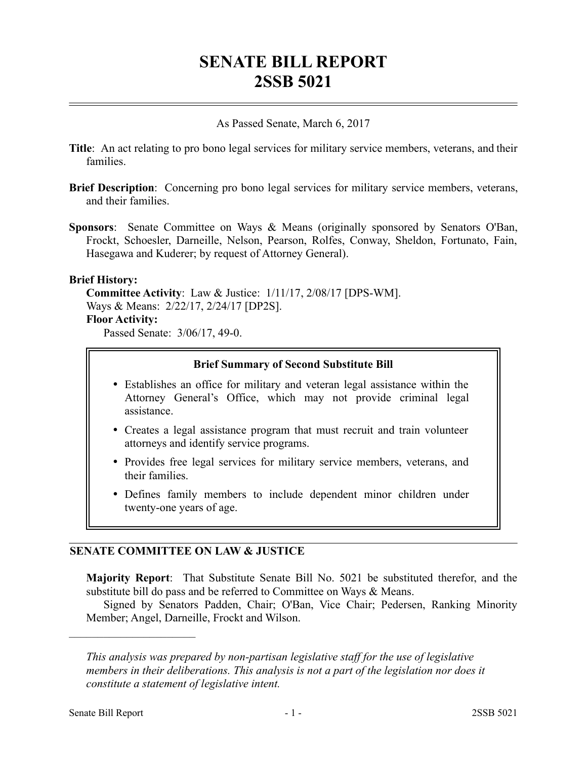# SENATE BILL REPORT
# 2SSB 5021

As Passed Senate, March 6, 2017

**Title**: An act relating to pro bono legal services for military service members, veterans, and their families.

**Brief Description**: Concerning pro bono legal services for military service members, veterans, and their families.

**Sponsors**: Senate Committee on Ways & Means (originally sponsored by Senators O'Ban, Frockt, Schoesler, Darneille, Nelson, Pearson, Rolfes, Conway, Sheldon, Fortunato, Fain, Hasegawa and Kuderer; by request of Attorney General).

**Brief History:**

**Committee Activity**: Law & Justice: 1/11/17, 2/08/17 [DPS-WM].
Ways & Means: 2/22/17, 2/24/17 [DP2S].

**Floor Activity:**

Passed Senate: 3/06/17, 49-0.

**Brief Summary of Second Substitute Bill**

- Establishes an office for military and veteran legal assistance within the Attorney General's Office, which may not provide criminal legal assistance.
- Creates a legal assistance program that must recruit and train volunteer attorneys and identify service programs.
- Provides free legal services for military service members, veterans, and their families.
- Defines family members to include dependent minor children under twenty-one years of age.

## SENATE COMMITTEE ON LAW & JUSTICE

**Majority Report**: That Substitute Senate Bill No. 5021 be substituted therefor, and the substitute bill do pass and be referred to Committee on Ways & Means.

Signed by Senators Padden, Chair; O'Ban, Vice Chair; Pedersen, Ranking Minority Member; Angel, Darneille, Frockt and Wilson.

---

*This analysis was prepared by non-partisan legislative staff for the use of legislative members in their deliberations. This analysis is not a part of the legislation nor does it constitute a statement of legislative intent.*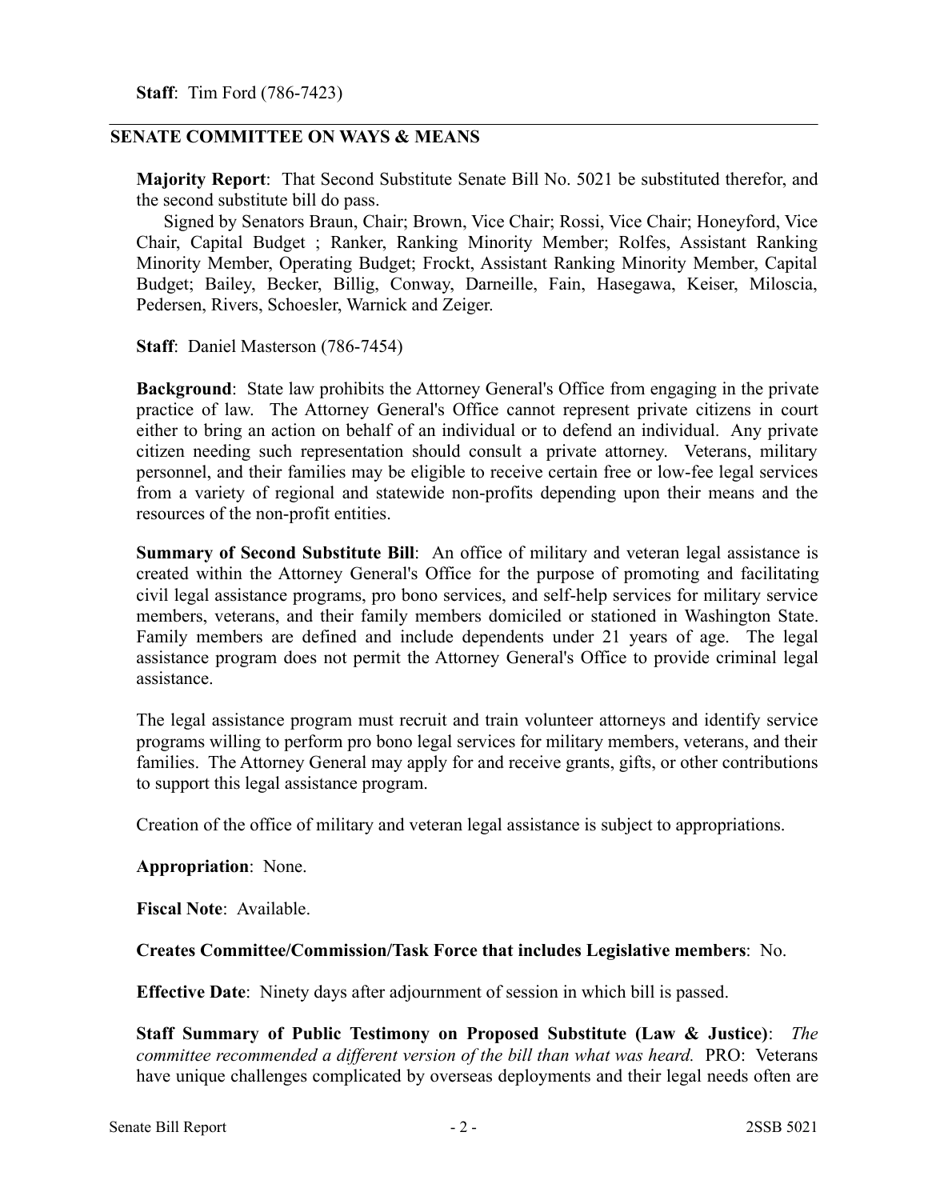**Staff**: Tim Ford (786-7423)

## SENATE COMMITTEE ON WAYS & MEANS

**Majority Report**: That Second Substitute Senate Bill No. 5021 be substituted therefor, and the second substitute bill do pass.

Signed by Senators Braun, Chair; Brown, Vice Chair; Rossi, Vice Chair; Honeyford, Vice Chair, Capital Budget ; Ranker, Ranking Minority Member; Rolfes, Assistant Ranking Minority Member, Operating Budget; Frockt, Assistant Ranking Minority Member, Capital Budget; Bailey, Becker, Billig, Conway, Darneille, Fain, Hasegawa, Keiser, Miloscia, Pedersen, Rivers, Schoesler, Warnick and Zeiger.

**Staff**: Daniel Masterson (786-7454)

**Background**: State law prohibits the Attorney General's Office from engaging in the private practice of law. The Attorney General's Office cannot represent private citizens in court either to bring an action on behalf of an individual or to defend an individual. Any private citizen needing such representation should consult a private attorney. Veterans, military personnel, and their families may be eligible to receive certain free or low-fee legal services from a variety of regional and statewide non-profits depending upon their means and the resources of the non-profit entities.

**Summary of Second Substitute Bill**: An office of military and veteran legal assistance is created within the Attorney General's Office for the purpose of promoting and facilitating civil legal assistance programs, pro bono services, and self-help services for military service members, veterans, and their family members domiciled or stationed in Washington State. Family members are defined and include dependents under 21 years of age. The legal assistance program does not permit the Attorney General's Office to provide criminal legal assistance.

The legal assistance program must recruit and train volunteer attorneys and identify service programs willing to perform pro bono legal services for military members, veterans, and their families. The Attorney General may apply for and receive grants, gifts, or other contributions to support this legal assistance program.

Creation of the office of military and veteran legal assistance is subject to appropriations.

**Appropriation**: None.

**Fiscal Note**: Available.

**Creates Committee/Commission/Task Force that includes Legislative members**: No.

**Effective Date**: Ninety days after adjournment of session in which bill is passed.

**Staff Summary of Public Testimony on Proposed Substitute (Law & Justice)**: *The committee recommended a different version of the bill than what was heard.* PRO: Veterans have unique challenges complicated by overseas deployments and their legal needs often are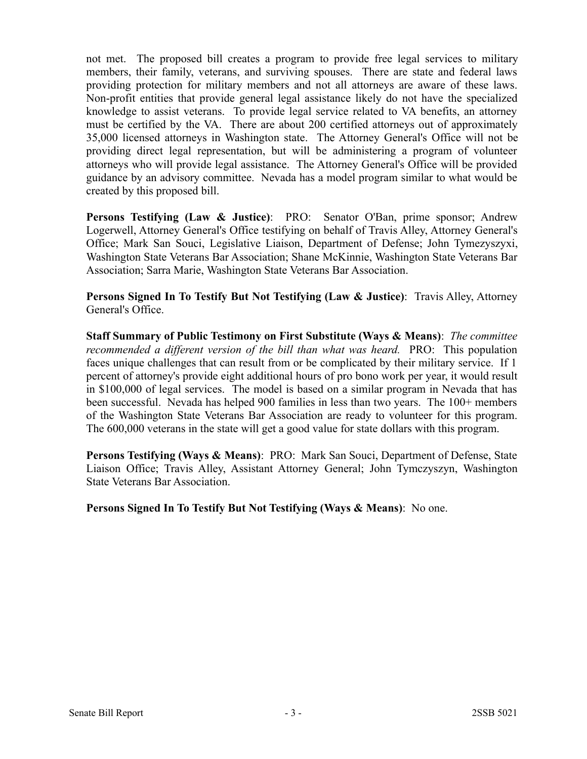not met. The proposed bill creates a program to provide free legal services to military members, their family, veterans, and surviving spouses. There are state and federal laws providing protection for military members and not all attorneys are aware of these laws. Non-profit entities that provide general legal assistance likely do not have the specialized knowledge to assist veterans. To provide legal service related to VA benefits, an attorney must be certified by the VA. There are about 200 certified attorneys out of approximately 35,000 licensed attorneys in Washington state. The Attorney General's Office will not be providing direct legal representation, but will be administering a program of volunteer attorneys who will provide legal assistance. The Attorney General's Office will be provided guidance by an advisory committee. Nevada has a model program similar to what would be created by this proposed bill.

**Persons Testifying (Law & Justice)**: PRO: Senator O'Ban, prime sponsor; Andrew Logerwell, Attorney General's Office testifying on behalf of Travis Alley, Attorney General's Office; Mark San Souci, Legislative Liaison, Department of Defense; John Tymezyszyxi, Washington State Veterans Bar Association; Shane McKinnie, Washington State Veterans Bar Association; Sarra Marie, Washington State Veterans Bar Association.

**Persons Signed In To Testify But Not Testifying (Law & Justice)**: Travis Alley, Attorney General's Office.

**Staff Summary of Public Testimony on First Substitute (Ways & Means)**: *The committee recommended a different version of the bill than what was heard.* PRO: This population faces unique challenges that can result from or be complicated by their military service. If 1 percent of attorney's provide eight additional hours of pro bono work per year, it would result in $100,000 of legal services. The model is based on a similar program in Nevada that has been successful. Nevada has helped 900 families in less than two years. The 100+ members of the Washington State Veterans Bar Association are ready to volunteer for this program. The 600,000 veterans in the state will get a good value for state dollars with this program.

**Persons Testifying (Ways & Means)**: PRO: Mark San Souci, Department of Defense, State Liaison Office; Travis Alley, Assistant Attorney General; John Tymczyszyn, Washington State Veterans Bar Association.

**Persons Signed In To Testify But Not Testifying (Ways & Means)**: No one.